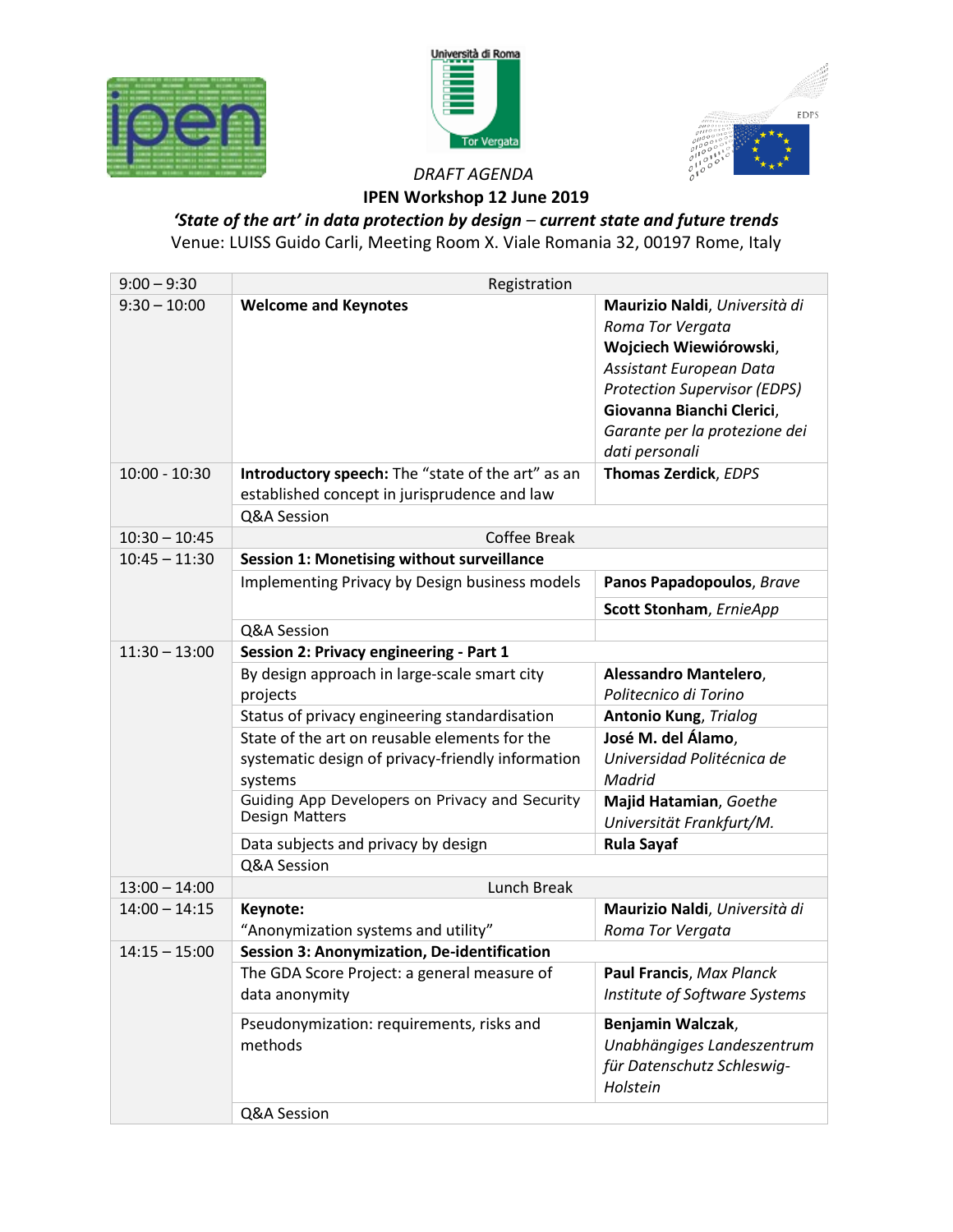*DRAFT AGENDA*

**IPEN Workshop 12 June 2019**

***'State of the art' in data protection by design – current state and future trends***

Venue: LUISS Guido Carli, Meeting Room X. Viale Romania 32, 00197 Rome, Italy

| Time | Topic | Speaker |
|---|---|---|
| 9:00 – 9:30 | Registration | |
| 9:30 – 10:00 | **Welcome and Keynotes** | **Maurizio Naldi**, *Università di Roma Tor Vergata*<br>**Wojciech Wiewiórowski**, *Assistant European Data Protection Supervisor (EDPS)*<br>**Giovanna Bianchi Clerici**, *Garante per la protezione dei dati personali* |
| 10:00 - 10:30 | **Introductory speech:** The "state of the art" as an established concept in jurisprudence and law | **Thomas Zerdick**, *EDPS* |
| | Q&A Session | |
| 10:30 – 10:45 | Coffee Break | |
| 10:45 – 11:30 | **Session 1: Monetising without surveillance** | |
| | Implementing Privacy by Design business models | **Panos Papadopoulos**, *Brave* |
| | | **Scott Stonham**, *ErnieApp* |
| | Q&A Session | |
| 11:30 – 13:00 | **Session 2: Privacy engineering - Part 1** | |
| | By design approach in large-scale smart city projects | **Alessandro Mantelero**, *Politecnico di Torino* |
| | Status of privacy engineering standardisation | **Antonio Kung**, *Trialog* |
| | State of the art on reusable elements for the systematic design of privacy-friendly information systems | **José M. del Álamo**, *Universidad Politécnica de Madrid* |
| | Guiding App Developers on Privacy and Security Design Matters | **Majid Hatamian**, *Goethe Universität Frankfurt/M.* |
| | Data subjects and privacy by design | **Rula Sayaf** |
| | Q&A Session | |
| 13:00 – 14:00 | Lunch Break | |
| 14:00 – 14:15 | **Keynote:**<br>"Anonymization systems and utility" | **Maurizio Naldi**, *Università di Roma Tor Vergata* |
| 14:15 – 15:00 | **Session 3: Anonymization, De-identification** | |
| | The GDA Score Project: a general measure of data anonymity | **Paul Francis**, *Max Planck Institute of Software Systems* |
| | Pseudonymization: requirements, risks and methods | **Benjamin Walczak**, *Unabhängiges Landeszentrum für Datenschutz Schleswig-Holstein* |
| | Q&A Session | |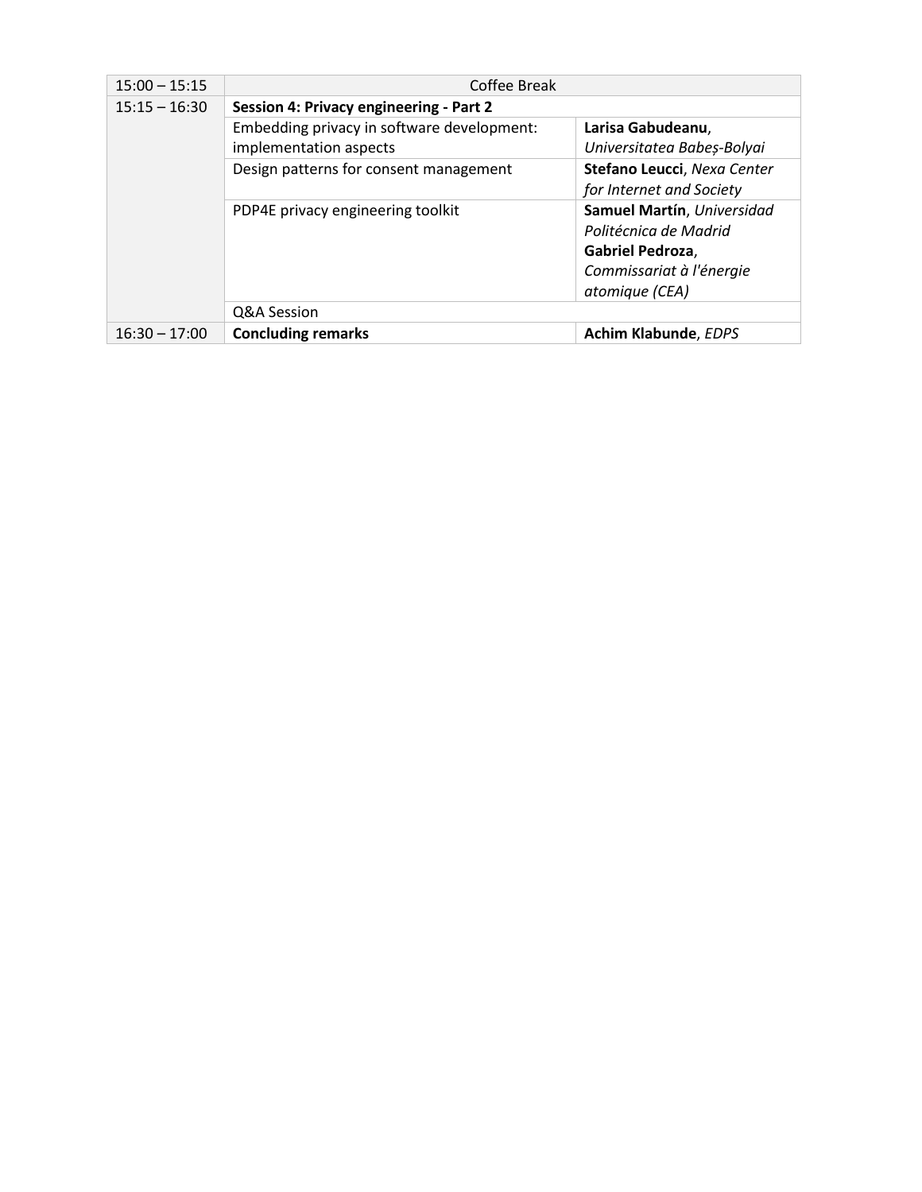| | | |
|---|---|---|
| 15:00 – 15:15 | Coffee Break | |
| 15:15 – 16:30 | **Session 4: Privacy engineering - Part 2** | |
| | Embedding privacy in software development: implementation aspects | **Larisa Gabudeanu**, *Universitatea Babeș-Bolyai* |
| | Design patterns for consent management | **Stefano Leucci**, *Nexa Center for Internet and Society* |
| | PDP4E privacy engineering toolkit | **Samuel Martín**, *Universidad Politécnica de Madrid* **Gabriel Pedroza**, *Commissariat à l'énergie atomique (CEA)* |
| | Q&A Session | |
| 16:30 – 17:00 | **Concluding remarks** | **Achim Klabunde**, *EDPS* |